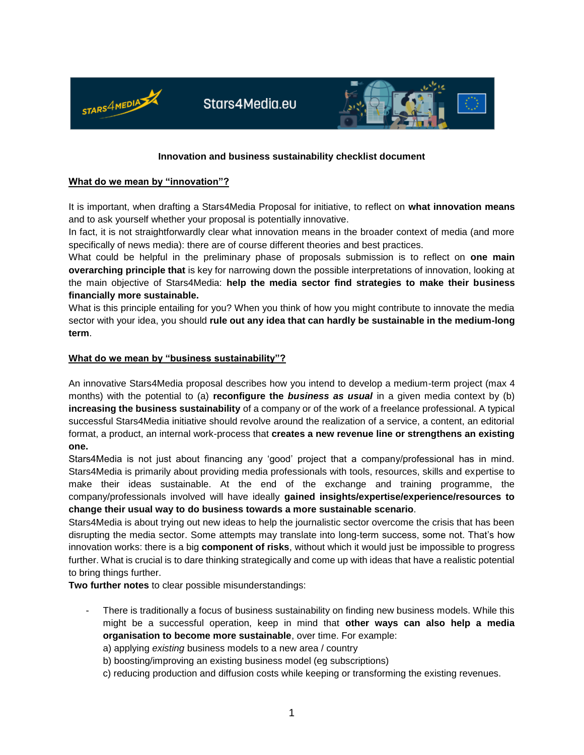**Innovation and business sustainability checklist document**

**What do we mean by "innovation"?**

It is important, when drafting a Stars4Media Proposal for initiative, to reflect on **what innovation means** and to ask yourself whether your proposal is potentially innovative.
In fact, it is not straightforwardly clear what innovation means in the broader context of media (and more specifically of news media): there are of course different theories and best practices.
What could be helpful in the preliminary phase of proposals submission is to reflect on **one main overarching principle that** is key for narrowing down the possible interpretations of innovation, looking at the main objective of Stars4Media: **help the media sector find strategies to make their business financially more sustainable.**
What is this principle entailing for you? When you think of how you might contribute to innovate the media sector with your idea, you should **rule out any idea that can hardly be sustainable in the medium-long term**.

**What do we mean by "business sustainability"?**

An innovative Stars4Media proposal describes how you intend to develop a medium-term project (max 4 months) with the potential to (a) **reconfigure the *business as usual*** in a given media context by (b) **increasing the business sustainability** of a company or of the work of a freelance professional. A typical successful Stars4Media initiative should revolve around the realization of a service, a content, an editorial format, a product, an internal work-process that **creates a new revenue line or strengthens an existing one.**
Stars4Media is not just about financing any 'good' project that a company/professional has in mind. Stars4Media is primarily about providing media professionals with tools, resources, skills and expertise to make their ideas sustainable. At the end of the exchange and training programme, the company/professionals involved will have ideally **gained insights/expertise/experience/resources to change their usual way to do business towards a more sustainable scenario**.
Stars4Media is about trying out new ideas to help the journalistic sector overcome the crisis that has been disrupting the media sector. Some attempts may translate into long-term success, some not. That's how innovation works: there is a big **component of risks**, without which it would just be impossible to progress further. What is crucial is to dare thinking strategically and come up with ideas that have a realistic potential to bring things further.
**Two further notes** to clear possible misunderstandings:

- There is traditionally a focus of business sustainability on finding new business models. While this might be a successful operation, keep in mind that **other ways can also help a media organisation to become more sustainable**, over time. For example:
  a) applying *existing* business models to a new area / country
  b) boosting/improving an existing business model (eg subscriptions)
  c) reducing production and diffusion costs while keeping or transforming the existing revenues.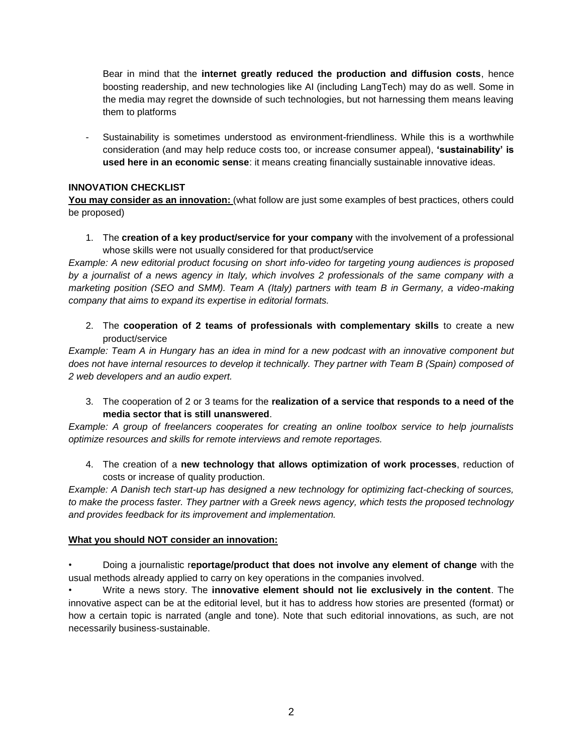Bear in mind that the **internet greatly reduced the production and diffusion costs**, hence boosting readership, and new technologies like AI (including LangTech) may do as well. Some in the media may regret the downside of such technologies, but not harnessing them means leaving them to platforms

- Sustainability is sometimes understood as environment-friendliness. While this is a worthwhile consideration (and may help reduce costs too, or increase consumer appeal), **'sustainability' is used here in an economic sense**: it means creating financially sustainable innovative ideas.

**INNOVATION CHECKLIST**

**You may consider as an innovation:** (what follow are just some examples of best practices, others could be proposed)

1. The **creation of a key product/service for your company** with the involvement of a professional whose skills were not usually considered for that product/service

*Example: A new editorial product focusing on short info-video for targeting young audiences is proposed by a journalist of a news agency in Italy, which involves 2 professionals of the same company with a marketing position (SEO and SMM). Team A (Italy) partners with team B in Germany, a video-making company that aims to expand its expertise in editorial formats.*

2. The **cooperation of 2 teams of professionals with complementary skills** to create a new product/service

*Example: Team A in Hungary has an idea in mind for a new podcast with an innovative component but does not have internal resources to develop it technically. They partner with Team B (Spain) composed of 2 web developers and an audio expert.*

3. The cooperation of 2 or 3 teams for the **realization of a service that responds to a need of the media sector that is still unanswered**.

*Example: A group of freelancers cooperates for creating an online toolbox service to help journalists optimize resources and skills for remote interviews and remote reportages.*

4. The creation of a **new technology that allows optimization of work processes**, reduction of costs or increase of quality production.

*Example: A Danish tech start-up has designed a new technology for optimizing fact-checking of sources, to make the process faster. They partner with a Greek news agency, which tests the proposed technology and provides feedback for its improvement and implementation.*

**What you should NOT consider an innovation:**

- Doing a journalistic r**eportage/product that does not involve any element of change** with the usual methods already applied to carry on key operations in the companies involved.
- Write a news story. The **innovative element should not lie exclusively in the content**. The innovative aspect can be at the editorial level, but it has to address how stories are presented (format) or how a certain topic is narrated (angle and tone). Note that such editorial innovations, as such, are not necessarily business-sustainable.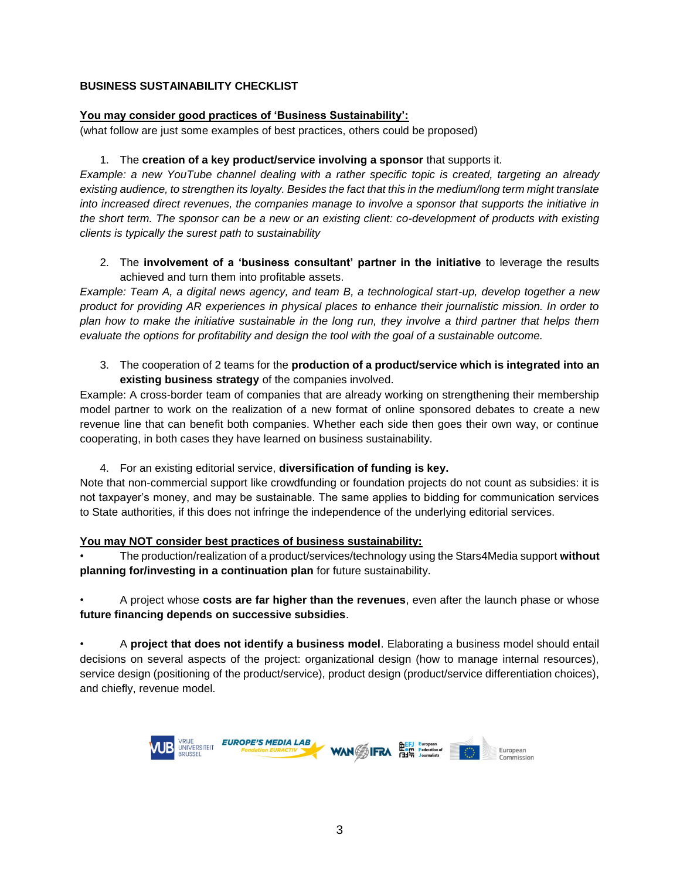**BUSINESS SUSTAINABILITY CHECKLIST**

**You may consider good practices of 'Business Sustainability':**
(what follow are just some examples of best practices, others could be proposed)

1. The **creation of a key product/service involving a sponsor** that supports it.

*Example: a new YouTube channel dealing with a rather specific topic is created, targeting an already existing audience, to strengthen its loyalty. Besides the fact that this in the medium/long term might translate into increased direct revenues, the companies manage to involve a sponsor that supports the initiative in the short term. The sponsor can be a new or an existing client: co-development of products with existing clients is typically the surest path to sustainability*

2. The **involvement of a 'business consultant' partner in the initiative** to leverage the results achieved and turn them into profitable assets.

*Example: Team A, a digital news agency, and team B, a technological start-up, develop together a new product for providing AR experiences in physical places to enhance their journalistic mission. In order to plan how to make the initiative sustainable in the long run, they involve a third partner that helps them evaluate the options for profitability and design the tool with the goal of a sustainable outcome.*

3. The cooperation of 2 teams for the **production of a product/service which is integrated into an existing business strategy** of the companies involved.

Example: A cross-border team of companies that are already working on strengthening their membership model partner to work on the realization of a new format of online sponsored debates to create a new revenue line that can benefit both companies. Whether each side then goes their own way, or continue cooperating, in both cases they have learned on business sustainability.

4. For an existing editorial service, **diversification of funding is key.**

Note that non-commercial support like crowdfunding or foundation projects do not count as subsidies: it is not taxpayer's money, and may be sustainable. The same applies to bidding for communication services to State authorities, if this does not infringe the independence of the underlying editorial services.

**You may NOT consider best practices of business sustainability:**

- The production/realization of a product/services/technology using the Stars4Media support **without planning for/investing in a continuation plan** for future sustainability.

- A project whose **costs are far higher than the revenues**, even after the launch phase or whose **future financing depends on successive subsidies**.

- A **project that does not identify a business model**. Elaborating a business model should entail decisions on several aspects of the project: organizational design (how to manage internal resources), service design (positioning of the product/service), product design (product/service differentiation choices), and chiefly, revenue model.

VRIJE UNIVERSITEIT BRUSSEL | EUROPE'S MEDIA LAB Fondation EURACTIV | WAN-IFRA | European Federation of Journalists | European Commission